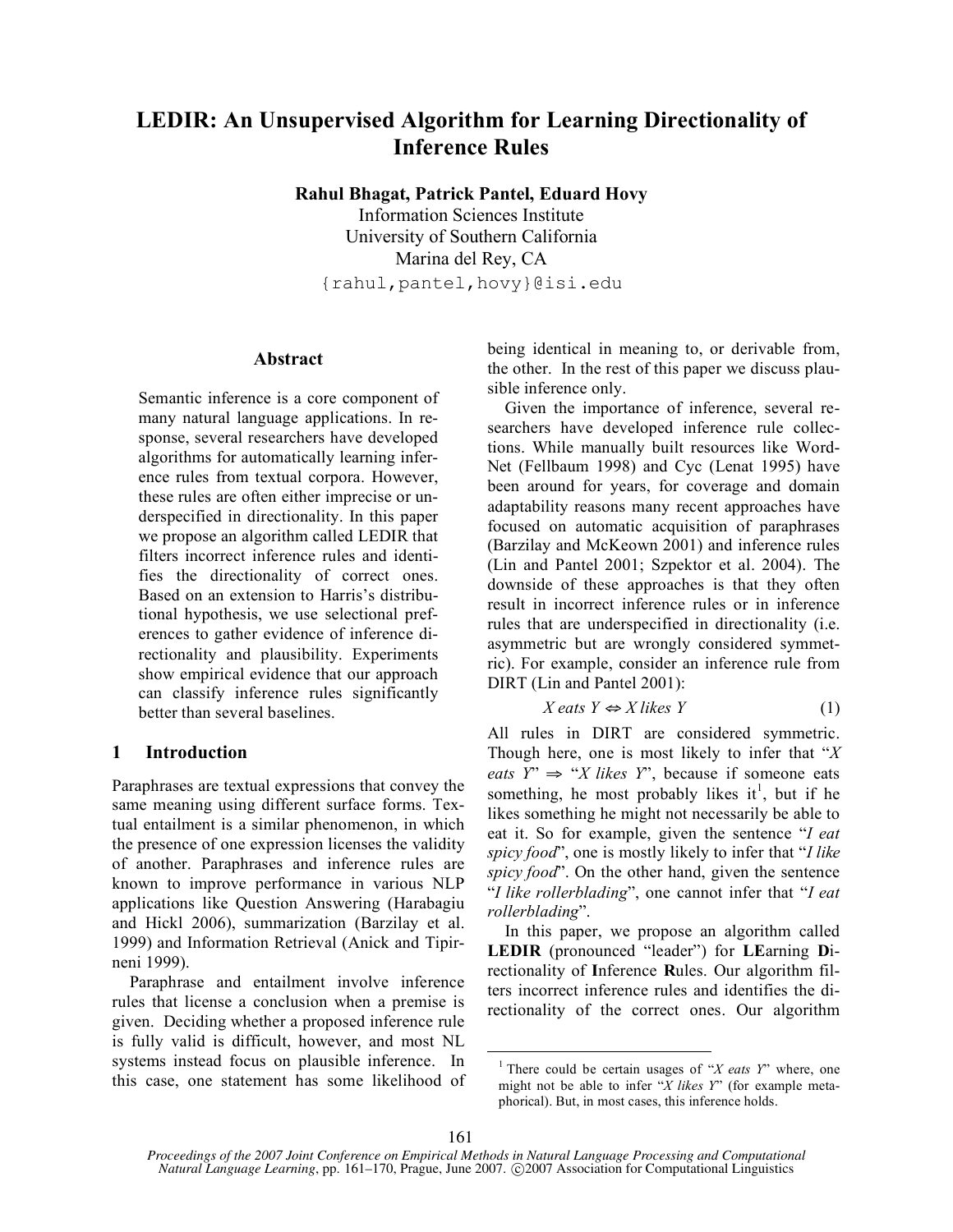# LEDIR: An Unsupervised Algorithm for Learning Directionality of Inference Rules

**Rahul Bhagat, Patrick Pantel, Eduard Hovy**

Information Sciences Institute
University of Southern California
Marina del Rey, CA
{rahul,pantel,hovy}@isi.edu

## Abstract

Semantic inference is a core component of many natural language applications. In response, several researchers have developed algorithms for automatically learning inference rules from textual corpora. However, these rules are often either imprecise or underspecified in directionality. In this paper we propose an algorithm called LEDIR that filters incorrect inference rules and identifies the directionality of correct ones. Based on an extension to Harris's distributional hypothesis, we use selectional preferences to gather evidence of inference directionality and plausibility. Experiments show empirical evidence that our approach can classify inference rules significantly better than several baselines.

## 1 Introduction

Paraphrases are textual expressions that convey the same meaning using different surface forms. Textual entailment is a similar phenomenon, in which the presence of one expression licenses the validity of another. Paraphrases and inference rules are known to improve performance in various NLP applications like Question Answering (Harabagiu and Hickl 2006), summarization (Barzilay et al. 1999) and Information Retrieval (Anick and Tipirneni 1999).

Paraphrase and entailment involve inference rules that license a conclusion when a premise is given. Deciding whether a proposed inference rule is fully valid is difficult, however, and most NL systems instead focus on plausible inference. In this case, one statement has some likelihood of being identical in meaning to, or derivable from, the other. In the rest of this paper we discuss plausible inference only.

Given the importance of inference, several researchers have developed inference rule collections. While manually built resources like WordNet (Fellbaum 1998) and Cyc (Lenat 1995) have been around for years, for coverage and domain adaptability reasons many recent approaches have focused on automatic acquisition of paraphrases (Barzilay and McKeown 2001) and inference rules (Lin and Pantel 2001; Szpektor et al. 2004). The downside of these approaches is that they often result in incorrect inference rules or in inference rules that are underspecified in directionality (i.e. asymmetric but are wrongly considered symmetric). For example, consider an inference rule from DIRT (Lin and Pantel 2001):

$$X \text{ eats } Y \Leftrightarrow X \text{ likes } Y \quad (1)$$

All rules in DIRT are considered symmetric. Though here, one is most likely to infer that "*X eats Y*" $\Rightarrow$ "*X likes Y*", because if someone eats something, he most probably likes it[1], but if he likes something he might not necessarily be able to eat it. So for example, given the sentence "*I eat spicy food*", one is mostly likely to infer that "*I like spicy food*". On the other hand, given the sentence "*I like rollerblading*", one cannot infer that "*I eat rollerblading*".

In this paper, we propose an algorithm called **LEDIR** (pronounced "leader") for **LE**arning **D**irectionality of **I**nference **R**ules. Our algorithm filters incorrect inference rules and identifies the directionality of the correct ones. Our algorithm

[1] There could be certain usages of "*X eats Y*" where, one might not be able to infer "*X likes Y*" (for example metaphorical). But, in most cases, this inference holds.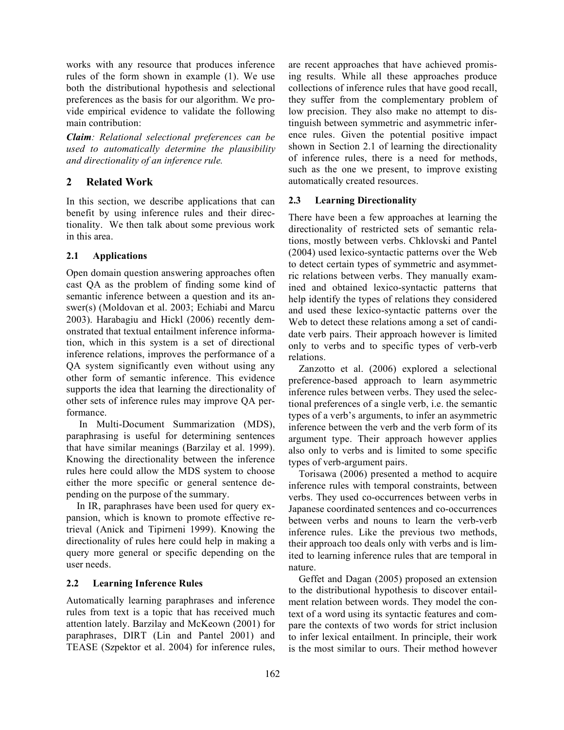works with any resource that produces inference rules of the form shown in example (1). We use both the distributional hypothesis and selectional preferences as the basis for our algorithm. We provide empirical evidence to validate the following main contribution:

***Claim**: Relational selectional preferences can be used to automatically determine the plausibility and directionality of an inference rule.*

## 2 Related Work

In this section, we describe applications that can benefit by using inference rules and their directionality. We then talk about some previous work in this area.

### 2.1 Applications

Open domain question answering approaches often cast QA as the problem of finding some kind of semantic inference between a question and its answer(s) (Moldovan et al. 2003; Echiabi and Marcu 2003). Harabagiu and Hickl (2006) recently demonstrated that textual entailment inference information, which in this system is a set of directional inference relations, improves the performance of a QA system significantly even without using any other form of semantic inference. This evidence supports the idea that learning the directionality of other sets of inference rules may improve QA performance.

In Multi-Document Summarization (MDS), paraphrasing is useful for determining sentences that have similar meanings (Barzilay et al. 1999). Knowing the directionality between the inference rules here could allow the MDS system to choose either the more specific or general sentence depending on the purpose of the summary.

In IR, paraphrases have been used for query expansion, which is known to promote effective retrieval (Anick and Tipirneni 1999). Knowing the directionality of rules here could help in making a query more general or specific depending on the user needs.

### 2.2 Learning Inference Rules

Automatically learning paraphrases and inference rules from text is a topic that has received much attention lately. Barzilay and McKeown (2001) for paraphrases, DIRT (Lin and Pantel 2001) and TEASE (Szpektor et al. 2004) for inference rules, are recent approaches that have achieved promising results. While all these approaches produce collections of inference rules that have good recall, they suffer from the complementary problem of low precision. They also make no attempt to distinguish between symmetric and asymmetric inference rules. Given the potential positive impact shown in Section 2.1 of learning the directionality of inference rules, there is a need for methods, such as the one we present, to improve existing automatically created resources.

### 2.3 Learning Directionality

There have been a few approaches at learning the directionality of restricted sets of semantic relations, mostly between verbs. Chklovski and Pantel (2004) used lexico-syntactic patterns over the Web to detect certain types of symmetric and asymmetric relations between verbs. They manually examined and obtained lexico-syntactic patterns that help identify the types of relations they considered and used these lexico-syntactic patterns over the Web to detect these relations among a set of candidate verb pairs. Their approach however is limited only to verbs and to specific types of verb-verb relations.

Zanzotto et al. (2006) explored a selectional preference-based approach to learn asymmetric inference rules between verbs. They used the selectional preferences of a single verb, i.e. the semantic types of a verb's arguments, to infer an asymmetric inference between the verb and the verb form of its argument type. Their approach however applies also only to verbs and is limited to some specific types of verb-argument pairs.

Torisawa (2006) presented a method to acquire inference rules with temporal constraints, between verbs. They used co-occurrences between verbs in Japanese coordinated sentences and co-occurrences between verbs and nouns to learn the verb-verb inference rules. Like the previous two methods, their approach too deals only with verbs and is limited to learning inference rules that are temporal in nature.

Geffet and Dagan (2005) proposed an extension to the distributional hypothesis to discover entailment relation between words. They model the context of a word using its syntactic features and compare the contexts of two words for strict inclusion to infer lexical entailment. In principle, their work is the most similar to ours. Their method however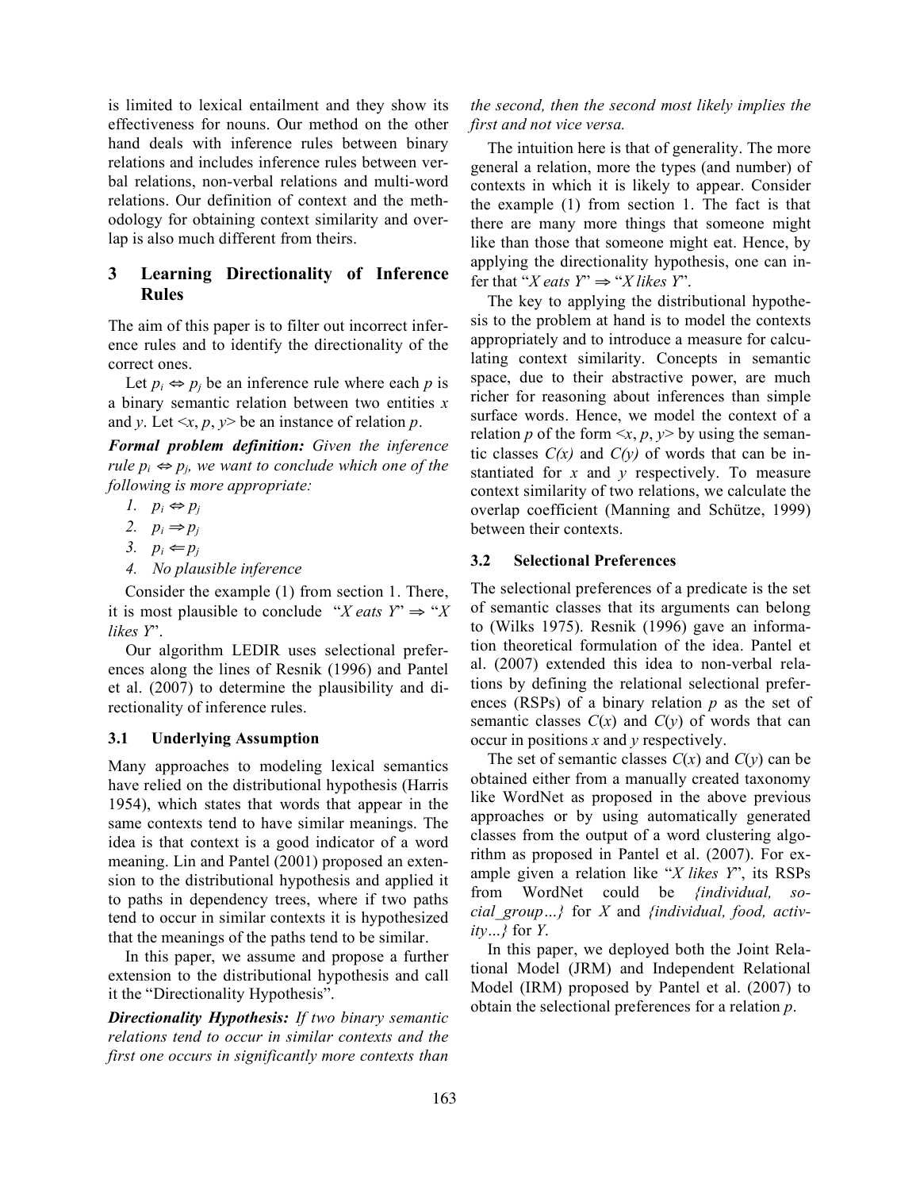is limited to lexical entailment and they show its effectiveness for nouns. Our method on the other hand deals with inference rules between binary relations and includes inference rules between verbal relations, non-verbal relations and multi-word relations. Our definition of context and the methodology for obtaining context similarity and overlap is also much different from theirs.

## 3 Learning Directionality of Inference Rules

The aim of this paper is to filter out incorrect inference rules and to identify the directionality of the correct ones.

Let $p_i \Leftrightarrow p_j$ be an inference rule where each $p$ is a binary semantic relation between two entities $x$ and $y$. Let $<x, p, y>$ be an instance of relation $p$.

***Formal problem definition:*** *Given the inference rule $p_i \Leftrightarrow p_j$, we want to conclude which one of the following is more appropriate:*

1. $p_i \Leftrightarrow p_j$
2. $p_i \Rightarrow p_j$
3. $p_i \Leftarrow p_j$
4. *No plausible inference*

Consider the example (1) from section 1. There, it is most plausible to conclude "*X eats Y*" $\Rightarrow$ "*X likes Y*".

Our algorithm LEDIR uses selectional preferences along the lines of Resnik (1996) and Pantel et al. (2007) to determine the plausibility and directionality of inference rules.

### 3.1 Underlying Assumption

Many approaches to modeling lexical semantics have relied on the distributional hypothesis (Harris 1954), which states that words that appear in the same contexts tend to have similar meanings. The idea is that context is a good indicator of a word meaning. Lin and Pantel (2001) proposed an extension to the distributional hypothesis and applied it to paths in dependency trees, where if two paths tend to occur in similar contexts it is hypothesized that the meanings of the paths tend to be similar.

In this paper, we assume and propose a further extension to the distributional hypothesis and call it the "Directionality Hypothesis".

***Directionality Hypothesis:*** *If two binary semantic relations tend to occur in similar contexts and the first one occurs in significantly more contexts than the second, then the second most likely implies the first and not vice versa.*

The intuition here is that of generality. The more general a relation, more the types (and number) of contexts in which it is likely to appear. Consider the example (1) from section 1. The fact is that there are many more things that someone might like than those that someone might eat. Hence, by applying the directionality hypothesis, one can infer that "*X eats Y*" $\Rightarrow$ "*X likes Y*".

The key to applying the distributional hypothesis to the problem at hand is to model the contexts appropriately and to introduce a measure for calculating context similarity. Concepts in semantic space, due to their abstractive power, are much richer for reasoning about inferences than simple surface words. Hence, we model the context of a relation $p$ of the form $<x, p, y>$ by using the semantic classes $C(x)$ and $C(y)$ of words that can be instantiated for $x$ and $y$ respectively. To measure context similarity of two relations, we calculate the overlap coefficient (Manning and Schütze, 1999) between their contexts.

### 3.2 Selectional Preferences

The selectional preferences of a predicate is the set of semantic classes that its arguments can belong to (Wilks 1975). Resnik (1996) gave an information theoretical formulation of the idea. Pantel et al. (2007) extended this idea to non-verbal relations by defining the relational selectional preferences (RSPs) of a binary relation $p$ as the set of semantic classes $C(x)$ and $C(y)$ of words that can occur in positions $x$ and $y$ respectively.

The set of semantic classes $C(x)$ and $C(y)$ can be obtained either from a manually created taxonomy like WordNet as proposed in the above previous approaches or by using automatically generated classes from the output of a word clustering algorithm as proposed in Pantel et al. (2007). For example given a relation like "*X likes Y*", its RSPs from WordNet could be *{individual, social_group…}* for *X* and *{individual, food, activity…}* for *Y*.

In this paper, we deployed both the Joint Relational Model (JRM) and Independent Relational Model (IRM) proposed by Pantel et al. (2007) to obtain the selectional preferences for a relation $p$.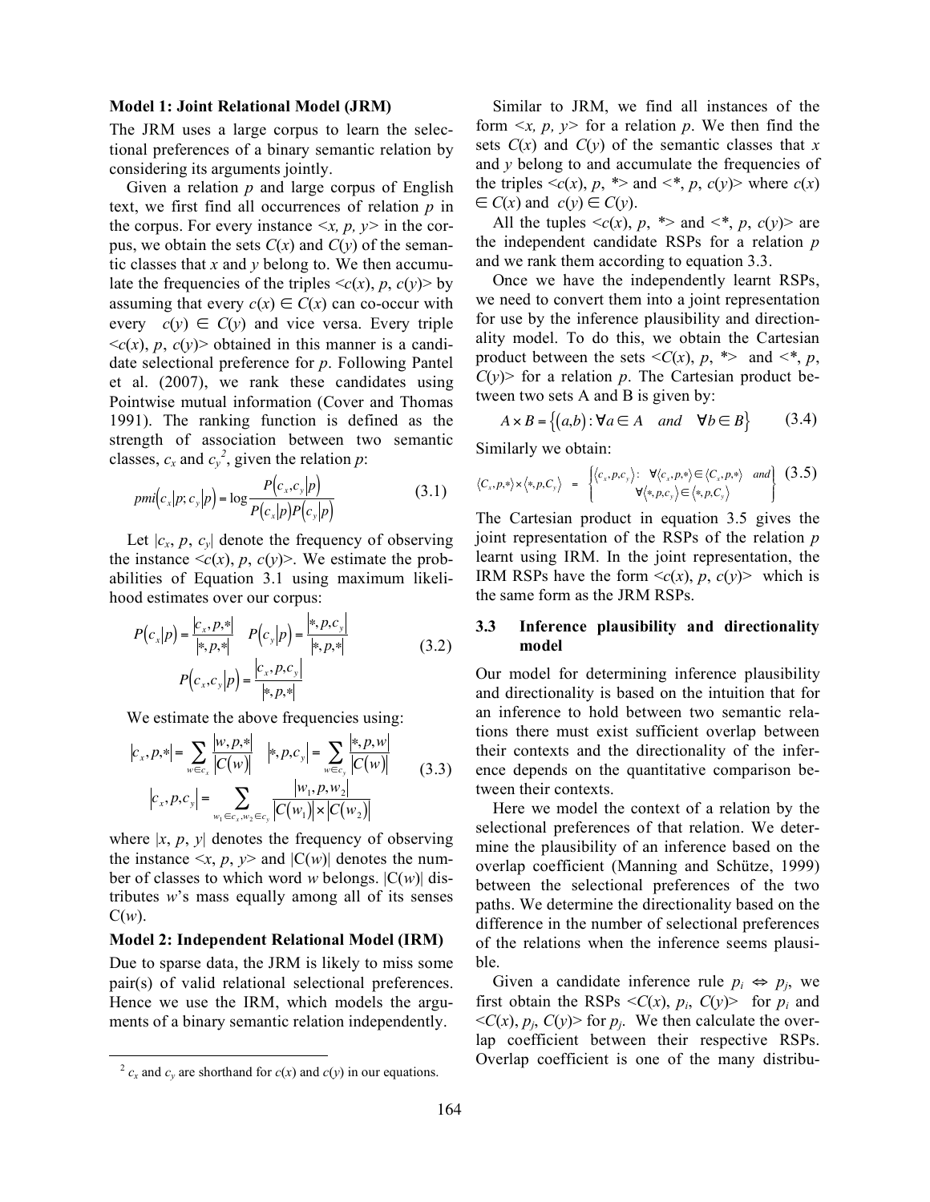**Model 1: Joint Relational Model (JRM)**

The JRM uses a large corpus to learn the selectional preferences of a binary semantic relation by considering its arguments jointly.

Given a relation $p$ and large corpus of English text, we first find all occurrences of relation $p$ in the corpus. For every instance $<x, p, y>$ in the corpus, we obtain the sets $C(x)$ and $C(y)$ of the semantic classes that $x$ and $y$ belong to. We then accumulate the frequencies of the triples $<c(x), p, c(y)>$ by assuming that every $c(x) \in C(x)$ can co-occur with every $c(y) \in C(y)$ and vice versa. Every triple $<c(x), p, c(y)>$ obtained in this manner is a candidate selectional preference for $p$. Following Pantel et al. (2007), we rank these candidates using Pointwise mutual information (Cover and Thomas 1991). The ranking function is defined as the strength of association between two semantic classes, $c_x$ and $c_y$[2], given the relation $p$:

$$pmi(c_x|p; c_y|p) = \log \frac{P(c_x, c_y|p)}{P(c_x|p)P(c_y|p)} \quad (3.1)$$

Let $|c_x, p, c_y|$ denote the frequency of observing the instance $<c(x), p, c(y)>$. We estimate the probabilities of Equation 3.1 using maximum likelihood estimates over our corpus:

$$P(c_x|p) = \frac{|c_x, p, *|}{|*, p, *|} \quad P(c_y|p) = \frac{|*, p, c_y|}{|*, p, *|}$$
$$P(c_x, c_y|p) = \frac{|c_x, p, c_y|}{|*, p, *|} \quad (3.2)$$

We estimate the above frequencies using:

$$|c_x, p, *| = \sum_{w \in c_x} \frac{|w, p, *|}{|C(w)|} \quad |*, p, c_y| = \sum_{w \in c_y} \frac{|*, p, w|}{|C(w)|}$$
$$|c_x, p, c_y| = \sum_{w_1 \in c_x, w_2 \in c_y} \frac{|w_1, p, w_2|}{|C(w_1)| \times |C(w_2)|} \quad (3.3)$$

where $|x, p, y|$ denotes the frequency of observing the instance $<x, p, y>$ and $|C(w)|$ denotes the number of classes to which word $w$ belongs. $|C(w)|$ distributes $w$'s mass equally among all of its senses $C(w)$.

**Model 2: Independent Relational Model (IRM)**

Due to sparse data, the JRM is likely to miss some pair(s) of valid relational selectional preferences. Hence we use the IRM, which models the arguments of a binary semantic relation independently.

Similar to JRM, we find all instances of the form $<x, p, y>$ for a relation $p$. We then find the sets $C(x)$ and $C(y)$ of the semantic classes that $x$ and $y$ belong to and accumulate the frequencies of the triples $<c(x), p, *>$ and $<*, p, c(y)>$ where $c(x) \in C(x)$ and $c(y) \in C(y)$.

All the tuples $<c(x), p, *>$ and $<*, p, c(y)>$ are the independent candidate RSPs for a relation $p$ and we rank them according to equation 3.3.

Once we have the independently learnt RSPs, we need to convert them into a joint representation for use by the inference plausibility and directionality model. To do this, we obtain the Cartesian product between the sets $<C(x), p, *>$ and $<*, p, C(y)>$ for a relation $p$. The Cartesian product between two sets A and B is given by:

$$A \times B = \{(a,b) : \forall a \in A \quad and \quad \forall b \in B\} \quad (3.4)$$

Similarly we obtain:

$$\langle C_x, p, * \rangle \times \langle *, p, C_y \rangle = \left\{ \begin{array}{l} \langle c_x, p, c_y \rangle : \ \forall \langle c_x, p, * \rangle \in \langle C_x, p, * \rangle \ \ and \\ \qquad \forall \langle *, p, c_y \rangle \in \langle *, p, C_y \rangle \end{array} \right\} \quad (3.5)$$

The Cartesian product in equation 3.5 gives the joint representation of the RSPs of the relation $p$ learnt using IRM. In the joint representation, the IRM RSPs have the form $<c(x), p, c(y)>$ which is the same form as the JRM RSPs.

### 3.3 Inference plausibility and directionality model

Our model for determining inference plausibility and directionality is based on the intuition that for an inference to hold between two semantic relations there must exist sufficient overlap between their contexts and the directionality of the inference depends on the quantitative comparison between their contexts.

Here we model the context of a relation by the selectional preferences of that relation. We determine the plausibility of an inference based on the overlap coefficient (Manning and Schütze, 1999) between the selectional preferences of the two paths. We determine the directionality based on the difference in the number of selectional preferences of the relations when the inference seems plausible.

Given a candidate inference rule $p_i \Leftrightarrow p_j$, we first obtain the RSPs $<C(x), p_i, C(y)>$ for $p_i$ and $<C(x), p_j, C(y)>$ for $p_j$. We then calculate the overlap coefficient between their respective RSPs. Overlap coefficient is one of the many distribu-

[2] $c_x$ and $c_y$ are shorthand for $c(x)$ and $c(y)$ in our equations.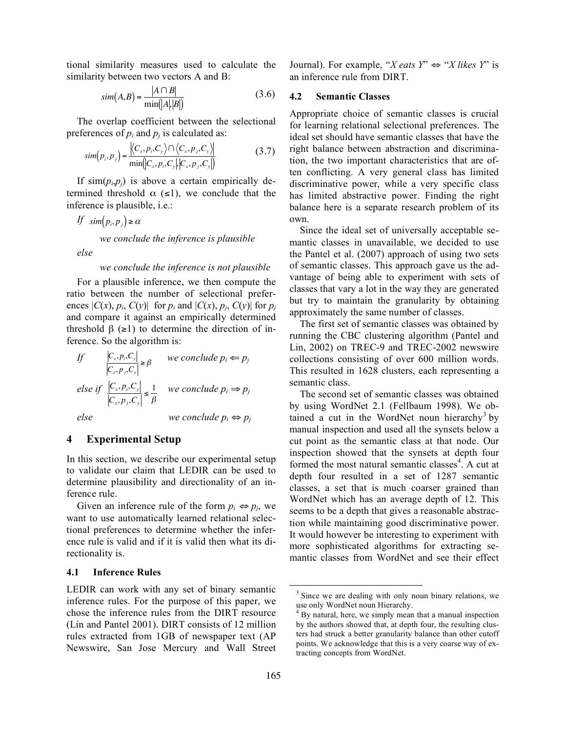tional similarity measures used to calculate the similarity between two vectors A and B:

$$sim(A,B) = \frac{|A \cap B|}{\min(|A|,|B|)} \quad (3.6)$$

The overlap coefficient between the selectional preferences of $p_i$ and $p_j$ is calculated as:

$$sim(p_i, p_j) = \frac{|\langle C_x, p_i, C_y \rangle \cap \langle C_x, p_j, C_y \rangle|}{\min(|C_x, p_i, C_y|, |C_x, p_j, C_y|)} \quad (3.7)$$

If $sim(p_i,p_j)$ is above a certain empirically determined threshold $\alpha$ ($\leq$1), we conclude that the inference is plausible, i.e.:

*If* $sim(p_i, p_j) \geq \alpha$

*we conclude the inference is plausible*

*else*

*we conclude the inference is not plausible*

For a plausible inference, we then compute the ratio between the number of selectional preferences $|C(x), p_i, C(y)|$ for $p_i$ and $|C(x), p_j, C(y)|$ for $p_j$ and compare it against an empirically determined threshold $\beta$ ($\geq$1) to determine the direction of inference. So the algorithm is:

*If* $\frac{|C_x, p_i, C_y|}{|C_x, p_j, C_y|} \geq \beta$ *we conclude* $p_i \Leftarrow p_j$

*else if* $\frac{|C_x, p_i, C_y|}{|C_x, p_j, C_y|} \leq \frac{1}{\beta}$ *we conclude* $p_i \Rightarrow p_j$

*else* *we conclude* $p_i \Leftrightarrow p_j$

## 4 Experimental Setup

In this section, we describe our experimental setup to validate our claim that LEDIR can be used to determine plausibility and directionality of an inference rule.

Given an inference rule of the form $p_i \Leftrightarrow p_j$, we want to use automatically learned relational selectional preferences to determine whether the inference rule is valid and if it is valid then what its directionality is.

### 4.1 Inference Rules

LEDIR can work with any set of binary semantic inference rules. For the purpose of this paper, we chose the inference rules from the DIRT resource (Lin and Pantel 2001). DIRT consists of 12 million rules extracted from 1GB of newspaper text (AP Newswire, San Jose Mercury and Wall Street Journal). For example, "*X eats Y*" $\Leftrightarrow$ "*X likes Y*" is an inference rule from DIRT.

### 4.2 Semantic Classes

Appropriate choice of semantic classes is crucial for learning relational selectional preferences. The ideal set should have semantic classes that have the right balance between abstraction and discrimination, the two important characteristics that are often conflicting. A very general class has limited discriminative power, while a very specific class has limited abstractive power. Finding the right balance here is a separate research problem of its own.

Since the ideal set of universally acceptable semantic classes in unavailable, we decided to use the Pantel et al. (2007) approach of using two sets of semantic classes. This approach gave us the advantage of being able to experiment with sets of classes that vary a lot in the way they are generated but try to maintain the granularity by obtaining approximately the same number of classes.

The first set of semantic classes was obtained by running the CBC clustering algorithm (Pantel and Lin, 2002) on TREC-9 and TREC-2002 newswire collections consisting of over 600 million words. This resulted in 1628 clusters, each representing a semantic class.

The second set of semantic classes was obtained by using WordNet 2.1 (Fellbaum 1998). We obtained a cut in the WordNet noun hierarchy[3] by manual inspection and used all the synsets below a cut point as the semantic class at that node. Our inspection showed that the synsets at depth four formed the most natural semantic classes[4]. A cut at depth four resulted in a set of 1287 semantic classes, a set that is much coarser grained than WordNet which has an average depth of 12. This seems to be a depth that gives a reasonable abstraction while maintaining good discriminative power. It would however be interesting to experiment with more sophisticated algorithms for extracting semantic classes from WordNet and see their effect

[3] Since we are dealing with only noun binary relations, we use only WordNet noun Hierarchy.

[4] By natural, here, we simply mean that a manual inspection by the authors showed that, at depth four, the resulting clusters had struck a better granularity balance than other cutoff points. We acknowledge that this is a very coarse way of extracting concepts from WordNet.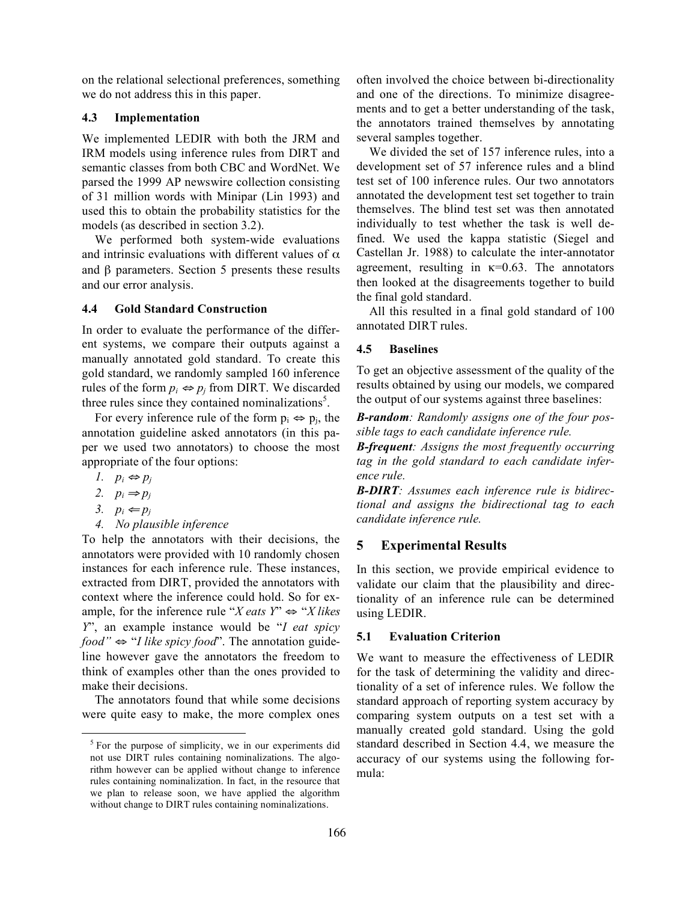on the relational selectional preferences, something we do not address this in this paper.

### 4.3 Implementation

We implemented LEDIR with both the JRM and IRM models using inference rules from DIRT and semantic classes from both CBC and WordNet. We parsed the 1999 AP newswire collection consisting of 31 million words with Minipar (Lin 1993) and used this to obtain the probability statistics for the models (as described in section 3.2).

We performed both system-wide evaluations and intrinsic evaluations with different values of $\alpha$ and $\beta$ parameters. Section 5 presents these results and our error analysis.

### 4.4 Gold Standard Construction

In order to evaluate the performance of the different systems, we compare their outputs against a manually annotated gold standard. To create this gold standard, we randomly sampled 160 inference rules of the form $p_i \Leftrightarrow p_j$ from DIRT. We discarded three rules since they contained nominalizations[5].

For every inference rule of the form $p_i \Leftrightarrow p_j$, the annotation guideline asked annotators (in this paper we used two annotators) to choose the most appropriate of the four options:

1. $p_i \Leftrightarrow p_j$
2. $p_i \Rightarrow p_j$
3. $p_i \Leftarrow p_j$
4. *No plausible inference*

To help the annotators with their decisions, the annotators were provided with 10 randomly chosen instances for each inference rule. These instances, extracted from DIRT, provided the annotators with context where the inference could hold. So for example, for the inference rule "*X eats Y*" $\Leftrightarrow$ "*X likes Y*", an example instance would be "*I eat spicy food*" $\Leftrightarrow$ "*I like spicy food*". The annotation guideline however gave the annotators the freedom to think of examples other than the ones provided to make their decisions.

The annotators found that while some decisions were quite easy to make, the more complex ones often involved the choice between bi-directionality and one of the directions. To minimize disagreements and to get a better understanding of the task, the annotators trained themselves by annotating several samples together.

We divided the set of 157 inference rules, into a development set of 57 inference rules and a blind test set of 100 inference rules. Our two annotators annotated the development test set together to train themselves. The blind test set was then annotated individually to test whether the task is well defined. We used the kappa statistic (Siegel and Castellan Jr. 1988) to calculate the inter-annotator agreement, resulting in $\kappa$=0.63. The annotators then looked at the disagreements together to build the final gold standard.

All this resulted in a final gold standard of 100 annotated DIRT rules.

### 4.5 Baselines

To get an objective assessment of the quality of the results obtained by using our models, we compared the output of our systems against three baselines:

***B-random****: Randomly assigns one of the four possible tags to each candidate inference rule.*

***B-frequent****: Assigns the most frequently occurring tag in the gold standard to each candidate inference rule.*

***B-DIRT****: Assumes each inference rule is bidirectional and assigns the bidirectional tag to each candidate inference rule.*

## 5 Experimental Results

In this section, we provide empirical evidence to validate our claim that the plausibility and directionality of an inference rule can be determined using LEDIR.

### 5.1 Evaluation Criterion

We want to measure the effectiveness of LEDIR for the task of determining the validity and directionality of a set of inference rules. We follow the standard approach of reporting system accuracy by comparing system outputs on a test set with a manually created gold standard. Using the gold standard described in Section 4.4, we measure the accuracy of our systems using the following formula:

[5] For the purpose of simplicity, we in our experiments did not use DIRT rules containing nominalizations. The algorithm however can be applied without change to inference rules containing nominalization. In fact, in the resource that we plan to release soon, we have applied the algorithm without change to DIRT rules containing nominalizations.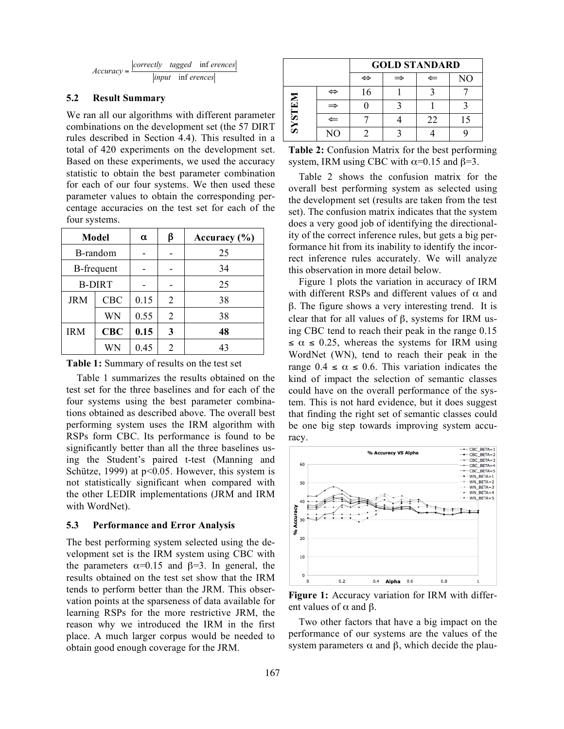$$Accuracy = \frac{|correctly \quad tagged \quad inferences|}{|input \quad inferences|}$$

### 5.2 Result Summary

We ran all our algorithms with different parameter combinations on the development set (the 57 DIRT rules described in Section 4.4). This resulted in a total of 420 experiments on the development set. Based on these experiments, we used the accuracy statistic to obtain the best parameter combination for each of our four systems. We then used these parameter values to obtain the corresponding percentage accuracies on the test set for each of the four systems.

| Model | | α | β | Accuracy (%) |
|---|---|---|---|---|
| B-random | | - | - | 25 |
| B-frequent | | - | - | 34 |
| B-DIRT | | - | - | 25 |
| JRM | CBC | 0.15 | 2 | 38 |
| | WN | 0.55 | 2 | 38 |
| IRM | **CBC** | **0.15** | **3** | **48** |
| | WN | 0.45 | 2 | 43 |

**Table 1:** Summary of results on the test set

Table 1 summarizes the results obtained on the test set for the three baselines and for each of the four systems using the best parameter combinations obtained as described above. The overall best performing system uses the IRM algorithm with RSPs form CBC. Its performance is found to be significantly better than all the three baselines using the Student's paired t-test (Manning and Schütze, 1999) at $p<0.05$. However, this system is not statistically significant when compared with the other LEDIR implementations (JRM and IRM with WordNet).

### 5.3 Performance and Error Analysis

The best performing system selected using the development set is the IRM system using CBC with the parameters $\alpha=0.15$ and $\beta=3$. In general, the results obtained on the test set show that the IRM tends to perform better than the JRM. This observation points at the sparseness of data available for learning RSPs for the more restrictive JRM, the reason why we introduced the IRM in the first place. A much larger corpus would be needed to obtain good enough coverage for the JRM.

| | | GOLD STANDARD | | | |
|---|---|---|---|---|---|
| | | ⇔ | ⇒ | ⇐ | NO |
| SYSTEM | ⇔ | 16 | 1 | 3 | 7 |
| | ⇒ | 0 | 3 | 1 | 3 |
| | ⇐ | 7 | 4 | 22 | 15 |
| | NO | 2 | 3 | 4 | 9 |

**Table 2:** Confusion Matrix for the best performing system, IRM using CBC with $\alpha=0.15$ and $\beta=3$.

Table 2 shows the confusion matrix for the overall best performing system as selected using the development set (results are taken from the test set). The confusion matrix indicates that the system does a very good job of identifying the directionality of the correct inference rules, but gets a big performance hit from its inability to identify the incorrect inference rules accurately. We will analyze this observation in more detail below.

Figure 1 plots the variation in accuracy of IRM with different RSPs and different values of α and β. The figure shows a very interesting trend. It is clear that for all values of β, systems for IRM using CBC tend to reach their peak in the range $0.15 \leq \alpha \leq 0.25$, whereas the systems for IRM using WordNet (WN), tend to reach their peak in the range $0.4 \leq \alpha \leq 0.6$. This variation indicates the kind of impact the selection of semantic classes could have on the overall performance of the system. This is not hard evidence, but it does suggest that finding the right set of semantic classes could be one big step towards improving system accuracy.

**Figure 1:** Accuracy variation for IRM with different values of α and β.

Two other factors that have a big impact on the performance of our systems are the values of the system parameters α and β, which decide the plau-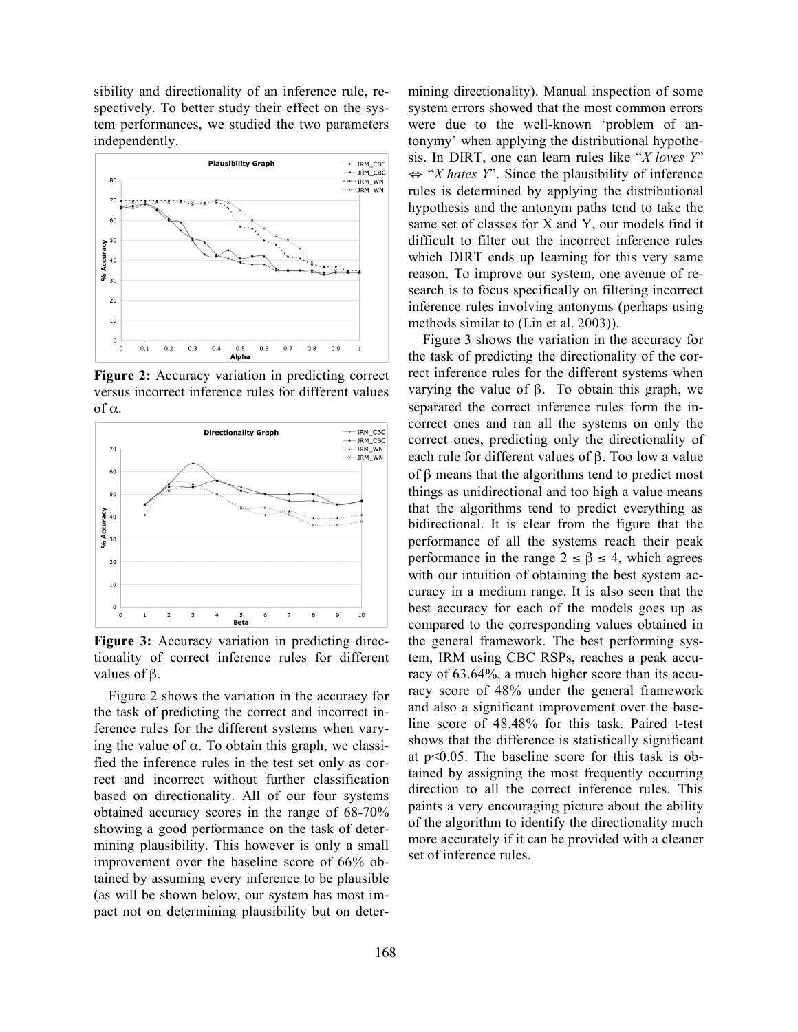sibility and directionality of an inference rule, respectively. To better study their effect on the system performances, we studied the two parameters independently.

**Figure 2:** Accuracy variation in predicting correct versus incorrect inference rules for different values of $\alpha$.

**Figure 3:** Accuracy variation in predicting directionality of correct inference rules for different values of $\beta$.

Figure 2 shows the variation in the accuracy for the task of predicting the correct and incorrect inference rules for the different systems when varying the value of $\alpha$. To obtain this graph, we classified the inference rules in the test set only as correct and incorrect without further classification based on directionality. All of our four systems obtained accuracy scores in the range of 68-70% showing a good performance on the task of determining plausibility. This however is only a small improvement over the baseline score of 66% obtained by assuming every inference to be plausible (as will be shown below, our system has most impact not on determining plausibility but on determining directionality). Manual inspection of some system errors showed that the most common errors were due to the well-known 'problem of antonymy' when applying the distributional hypothesis. In DIRT, one can learn rules like "*X loves Y*" ⇔ "*X hates Y*". Since the plausibility of inference rules is determined by applying the distributional hypothesis and the antonym paths tend to take the same set of classes for X and Y, our models find it difficult to filter out the incorrect inference rules which DIRT ends up learning for this very same reason. To improve our system, one avenue of research is to focus specifically on filtering incorrect inference rules involving antonyms (perhaps using methods similar to (Lin et al. 2003)).

Figure 3 shows the variation in the accuracy for the task of predicting the directionality of the correct inference rules for the different systems when varying the value of $\beta$. To obtain this graph, we separated the correct inference rules form the incorrect ones and ran all the systems on only the correct ones, predicting only the directionality of each rule for different values of $\beta$. Too low a value of $\beta$ means that the algorithms tend to predict most things as unidirectional and too high a value means that the algorithms tend to predict everything as bidirectional. It is clear from the figure that the performance of all the systems reach their peak performance in the range $2 \leq \beta \leq 4$, which agrees with our intuition of obtaining the best system accuracy in a medium range. It is also seen that the best accuracy for each of the models goes up as compared to the corresponding values obtained in the general framework. The best performing system, IRM using CBC RSPs, reaches a peak accuracy of 63.64%, a much higher score than its accuracy score of 48% under the general framework and also a significant improvement over the baseline score of 48.48% for this task. Paired t-test shows that the difference is statistically significant at $p<0.05$. The baseline score for this task is obtained by assigning the most frequently occurring direction to all the correct inference rules. This paints a very encouraging picture about the ability of the algorithm to identify the directionality much more accurately if it can be provided with a cleaner set of inference rules.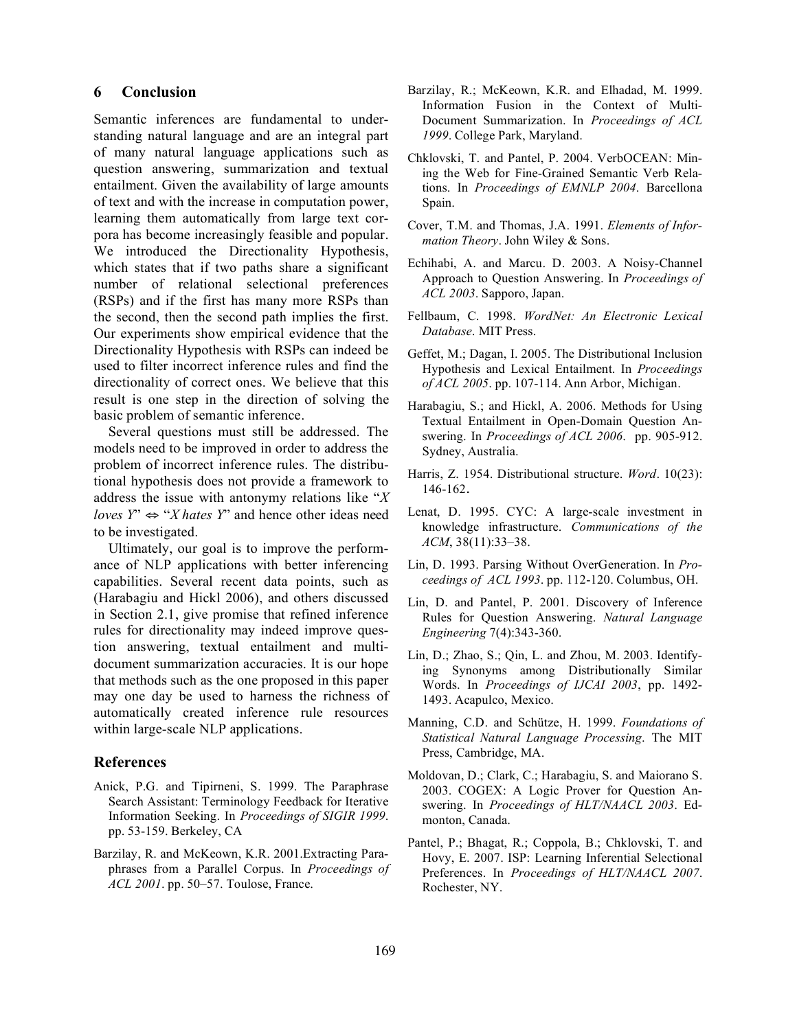## 6 Conclusion

Semantic inferences are fundamental to understanding natural language and are an integral part of many natural language applications such as question answering, summarization and textual entailment. Given the availability of large amounts of text and with the increase in computation power, learning them automatically from large text corpora has become increasingly feasible and popular. We introduced the Directionality Hypothesis, which states that if two paths share a significant number of relational selectional preferences (RSPs) and if the first has many more RSPs than the second, then the second path implies the first. Our experiments show empirical evidence that the Directionality Hypothesis with RSPs can indeed be used to filter incorrect inference rules and find the directionality of correct ones. We believe that this result is one step in the direction of solving the basic problem of semantic inference.

Several questions must still be addressed. The models need to be improved in order to address the problem of incorrect inference rules. The distributional hypothesis does not provide a framework to address the issue with antonymy relations like "*X loves Y*" ⇔ "*X hates Y*" and hence other ideas need to be investigated.

Ultimately, our goal is to improve the performance of NLP applications with better inferencing capabilities. Several recent data points, such as (Harabagiu and Hickl 2006), and others discussed in Section 2.1, give promise that refined inference rules for directionality may indeed improve question answering, textual entailment and multi-document summarization accuracies. It is our hope that methods such as the one proposed in this paper may one day be used to harness the richness of automatically created inference rule resources within large-scale NLP applications.

## References

Anick, P.G. and Tipirneni, S. 1999. The Paraphrase Search Assistant: Terminology Feedback for Iterative Information Seeking. In *Proceedings of SIGIR 1999*. pp. 53-159. Berkeley, CA

Barzilay, R. and McKeown, K.R. 2001.Extracting Paraphrases from a Parallel Corpus. In *Proceedings of ACL 2001*. pp. 50–57. Toulose, France.

Barzilay, R.; McKeown, K.R. and Elhadad, M. 1999. Information Fusion in the Context of Multi-Document Summarization. In *Proceedings of ACL 1999*. College Park, Maryland.

Chklovski, T. and Pantel, P. 2004. VerbOCEAN: Mining the Web for Fine-Grained Semantic Verb Relations. In *Proceedings of EMNLP 2004*. Barcellona Spain.

Cover, T.M. and Thomas, J.A. 1991. *Elements of Information Theory*. John Wiley & Sons.

Echihabi, A. and Marcu. D. 2003. A Noisy-Channel Approach to Question Answering. In *Proceedings of ACL 2003*. Sapporo, Japan.

Fellbaum, C. 1998. *WordNet: An Electronic Lexical Database*. MIT Press.

Geffet, M.; Dagan, I. 2005. The Distributional Inclusion Hypothesis and Lexical Entailment. In *Proceedings of ACL 2005*. pp. 107-114. Ann Arbor, Michigan.

Harabagiu, S.; and Hickl, A. 2006. Methods for Using Textual Entailment in Open-Domain Question Answering. In *Proceedings of ACL 2006*. pp. 905-912. Sydney, Australia.

Harris, Z. 1954. Distributional structure. *Word*. 10(23): 146-162.

Lenat, D. 1995. CYC: A large-scale investment in knowledge infrastructure. *Communications of the ACM*, 38(11):33–38.

Lin, D. 1993. Parsing Without OverGeneration. In *Proceedings of ACL 1993*. pp. 112-120. Columbus, OH.

Lin, D. and Pantel, P. 2001. Discovery of Inference Rules for Question Answering. *Natural Language Engineering* 7(4):343-360.

Lin, D.; Zhao, S.; Qin, L. and Zhou, M. 2003. Identifying Synonyms among Distributionally Similar Words. In *Proceedings of IJCAI 2003*, pp. 1492-1493. Acapulco, Mexico.

Manning, C.D. and Schütze, H. 1999. *Foundations of Statistical Natural Language Processing*. The MIT Press, Cambridge, MA.

Moldovan, D.; Clark, C.; Harabagiu, S. and Maiorano S. 2003. COGEX: A Logic Prover for Question Answering. In *Proceedings of HLT/NAACL 2003*. Edmonton, Canada.

Pantel, P.; Bhagat, R.; Coppola, B.; Chklovski, T. and Hovy, E. 2007. ISP: Learning Inferential Selectional Preferences. In *Proceedings of HLT/NAACL 2007*. Rochester, NY.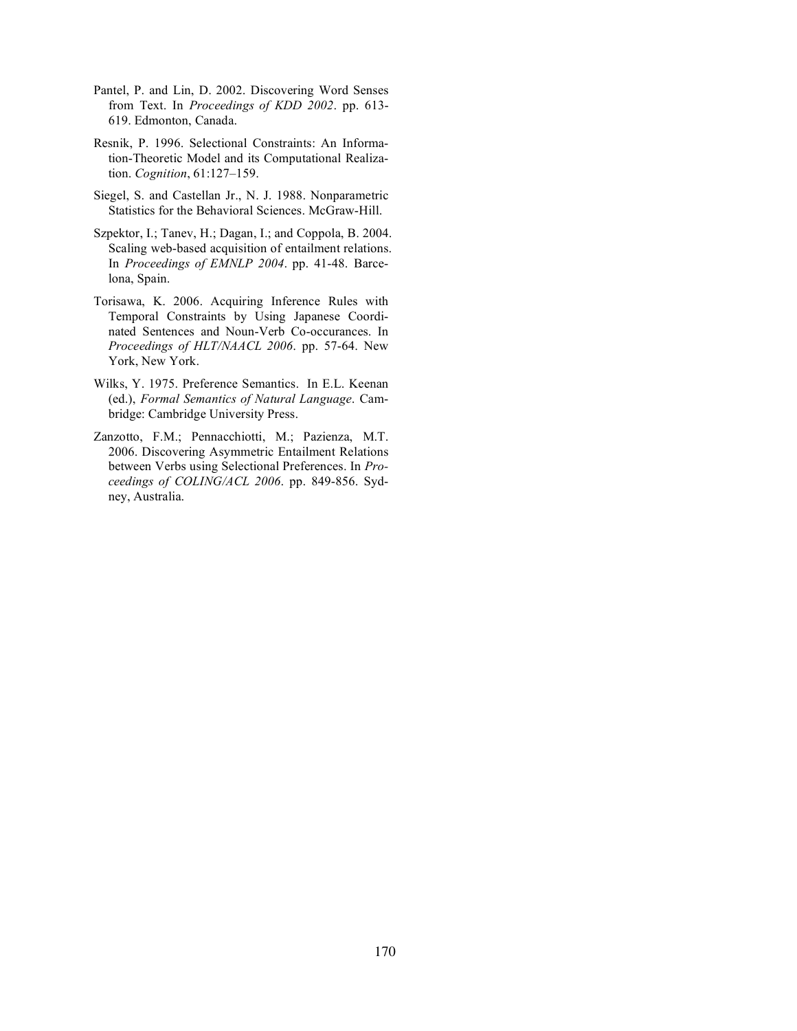Pantel, P. and Lin, D. 2002. Discovering Word Senses from Text. In *Proceedings of KDD 2002*. pp. 613-619. Edmonton, Canada.

Resnik, P. 1996. Selectional Constraints: An Information-Theoretic Model and its Computational Realization. *Cognition*, 61:127–159.

Siegel, S. and Castellan Jr., N. J. 1988. Nonparametric Statistics for the Behavioral Sciences. McGraw-Hill.

Szpektor, I.; Tanev, H.; Dagan, I.; and Coppola, B. 2004. Scaling web-based acquisition of entailment relations. In *Proceedings of EMNLP 2004*. pp. 41-48. Barcelona, Spain.

Torisawa, K. 2006. Acquiring Inference Rules with Temporal Constraints by Using Japanese Coordinated Sentences and Noun-Verb Co-occurances. In *Proceedings of HLT/NAACL 2006*. pp. 57-64. New York, New York.

Wilks, Y. 1975. Preference Semantics. In E.L. Keenan (ed.), *Formal Semantics of Natural Language*. Cambridge: Cambridge University Press.

Zanzotto, F.M.; Pennacchiotti, M.; Pazienza, M.T. 2006. Discovering Asymmetric Entailment Relations between Verbs using Selectional Preferences. In *Proceedings of COLING/ACL 2006*. pp. 849-856. Sydney, Australia.